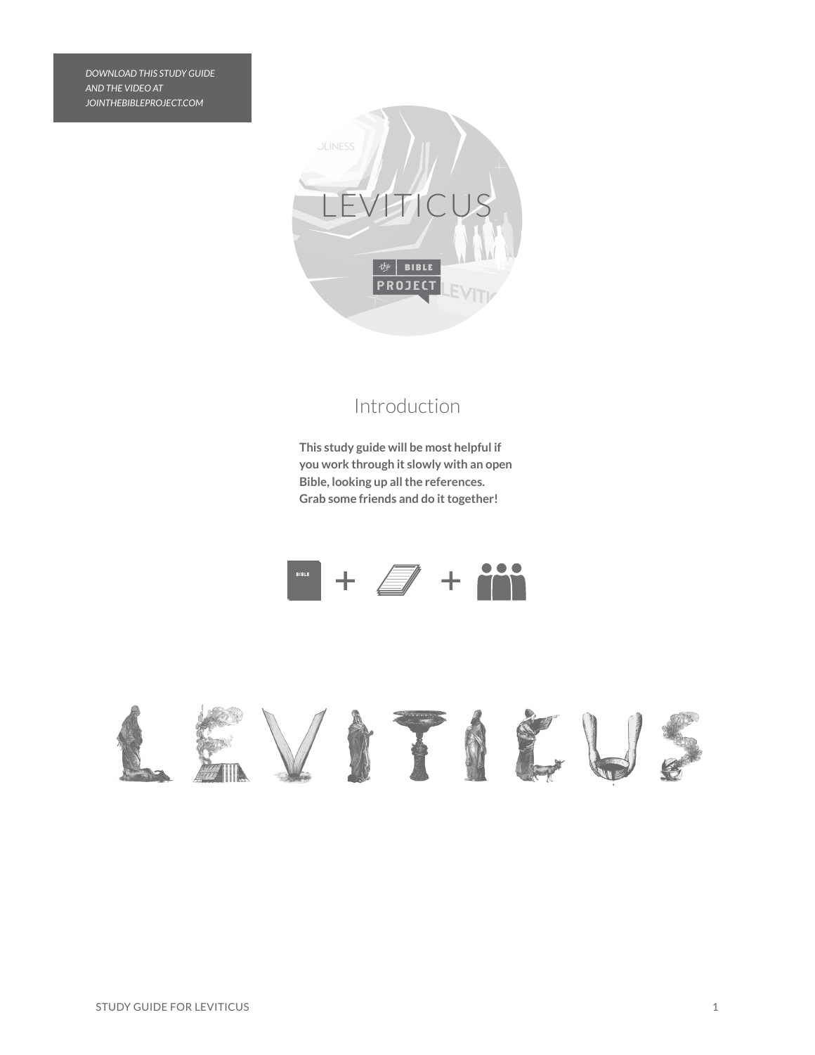*DOWNLOAD THIS STUDY GUIDE AND THE VIDEO AT JOINTHEBIBLEPROJECT.COM*

# LEVITICUS

## Introduction

**This study guide will be most helpful if you work through it slowly with an open Bible, looking up all the references. Grab some friends and do it together!**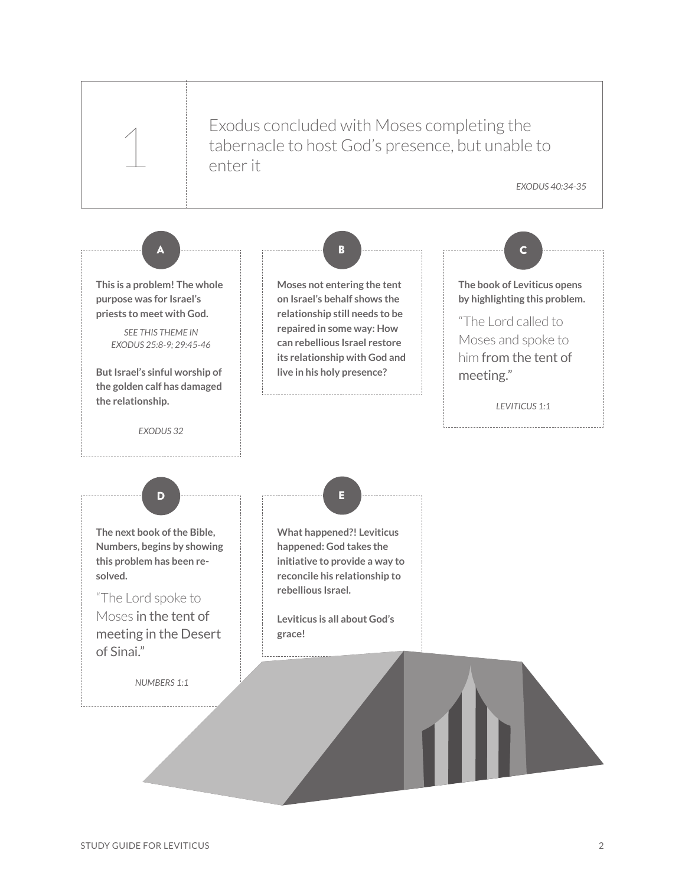# 1

Exodus concluded with Moses completing the tabernacle to host God's presence, but unable to enter it

*EXODUS 40:34-35*

### A

**This is a problem! The whole purpose was for Israel's priests to meet with God.**

*SEE THIS THEME IN EXODUS 25:8-9; 29:45-46*

**But Israel's sinful worship of the golden calf has damaged the relationship.**

*EXODUS 32*

### B

**Moses not entering the tent on Israel's behalf shows the relationship still needs to be repaired in some way: How can rebellious Israel restore its relationship with God and live in his holy presence?**

### C

**The book of Leviticus opens by highlighting this problem.**

"The Lord called to Moses and spoke to him from the tent of meeting."

*LEVITICUS 1:1*

### D

**The next book of the Bible, Numbers, begins by showing this problem has been re-solved.**

"The Lord spoke to Moses in the tent of meeting in the Desert of Sinai."

*NUMBERS 1:1*

### E

**What happened?! Leviticus happened: God takes the initiative to provide a way to reconcile his relationship to rebellious Israel.**

**Leviticus is all about God's grace!**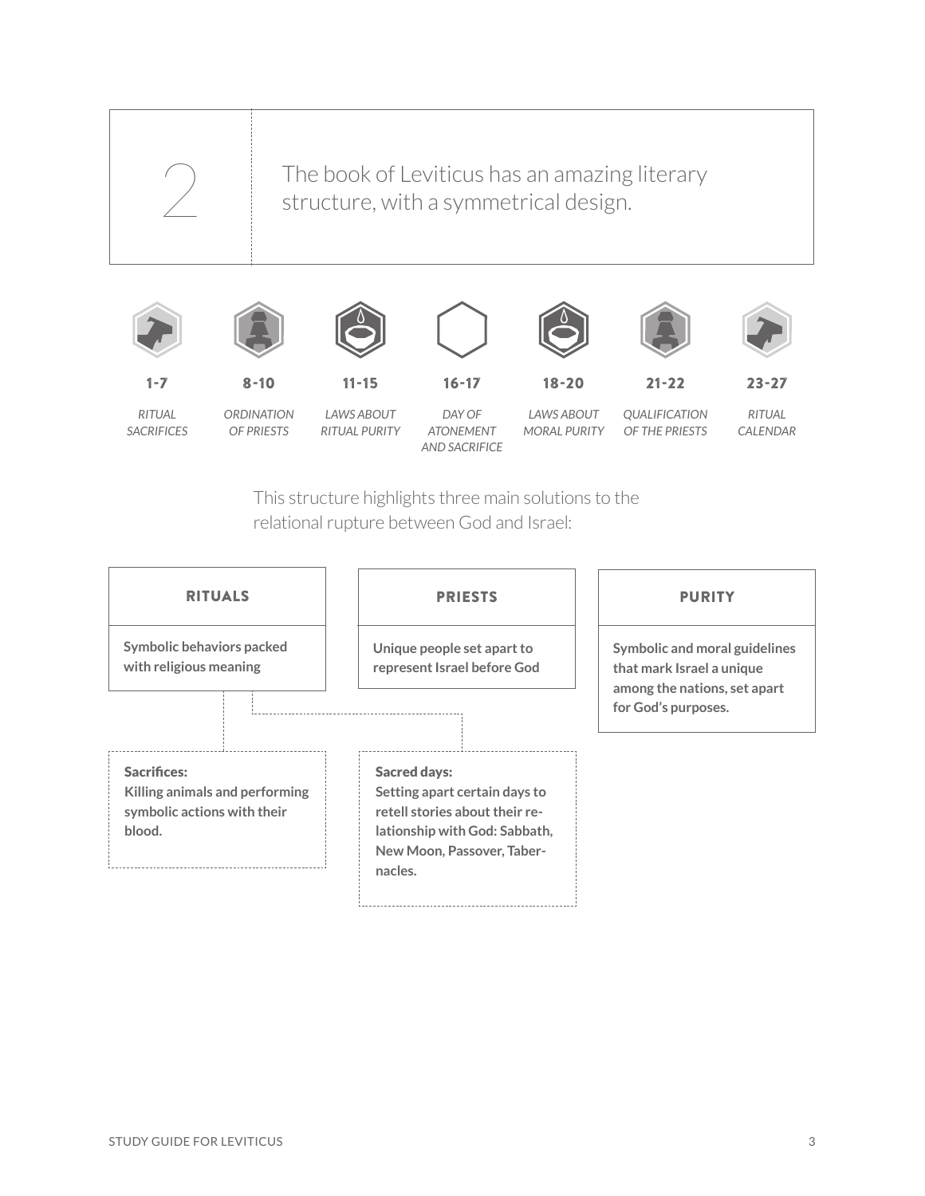## 2

The book of Leviticus has an amazing literary structure, with a symmetrical design.

| 1-7 | 8-10 | 11-15 | 16-17 | 18-20 | 21-22 | 23-27 |
|---|---|---|---|---|---|---|
| *RITUAL SACRIFICES* | *ORDINATION OF PRIESTS* | *LAWS ABOUT RITUAL PURITY* | *DAY OF ATONEMENT AND SACRIFICE* | *LAWS ABOUT MORAL PURITY* | *QUALIFICATION OF THE PRIESTS* | *RITUAL CALENDAR* |

This structure highlights three main solutions to the relational rupture between God and Israel:

### RITUALS

**Symbolic behaviors packed with religious meaning**

**Sacrifices:**
**Killing animals and performing symbolic actions with their blood.**

**Sacred days:**
**Setting apart certain days to retell stories about their relationship with God: Sabbath, New Moon, Passover, Tabernacles.**

### PRIESTS

**Unique people set apart to represent Israel before God**

### PURITY

**Symbolic and moral guidelines that mark Israel a unique among the nations, set apart for God's purposes.**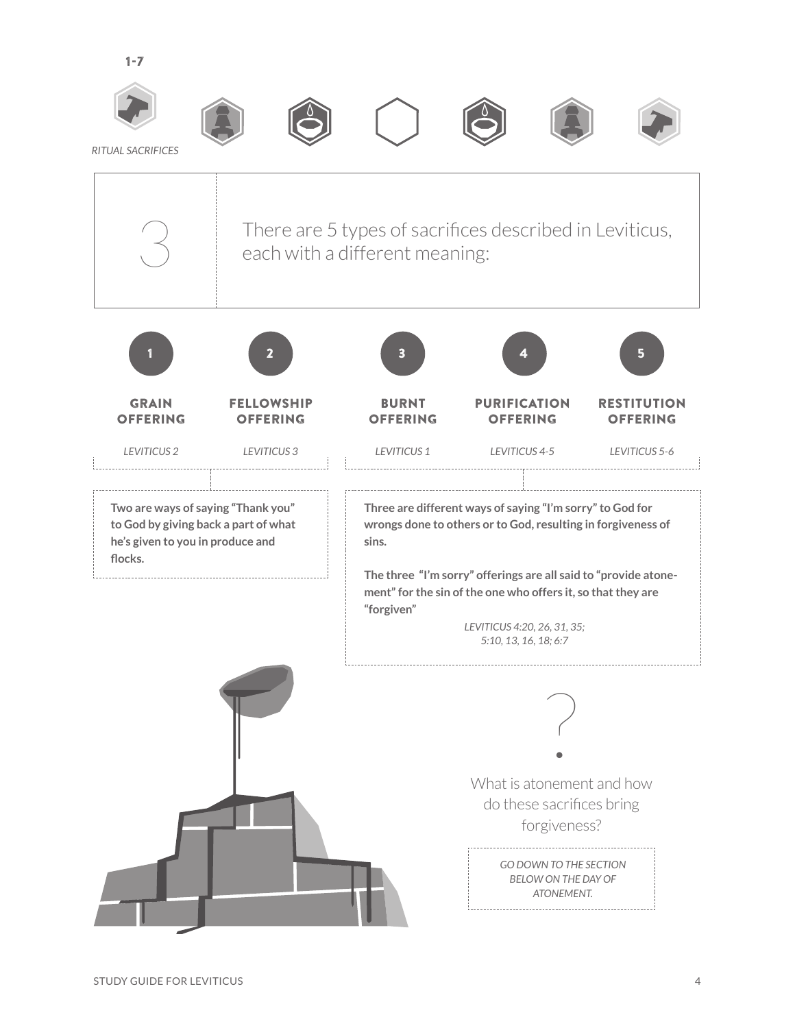1-7

*RITUAL SACRIFICES*

## 3

There are 5 types of sacrifices described in Leviticus, each with a different meaning:

| 1 | 2 | 3 | 4 | 5 |
|---|---|---|---|---|
| **GRAIN OFFERING** | **FELLOWSHIP OFFERING** | **BURNT OFFERING** | **PURIFICATION OFFERING** | **RESTITUTION OFFERING** |
| *LEVITICUS 2* | *LEVITICUS 3* | *LEVITICUS 1* | *LEVITICUS 4-5* | *LEVITICUS 5-6* |

**Two are ways of saying "Thank you" to God by giving back a part of what he's given to you in produce and flocks.**

**Three are different ways of saying "I'm sorry" to God for wrongs done to others or to God, resulting in forgiveness of sins.**

**The three "I'm sorry" offerings are all said to "provide atonement" for the sin of the one who offers it, so that they are "forgiven"**

*LEVITICUS 4:20, 26, 31, 35; 5:10, 13, 16, 18; 6:7*

?

What is atonement and how do these sacrifices bring forgiveness?

*GO DOWN TO THE SECTION BELOW ON THE DAY OF ATONEMENT.*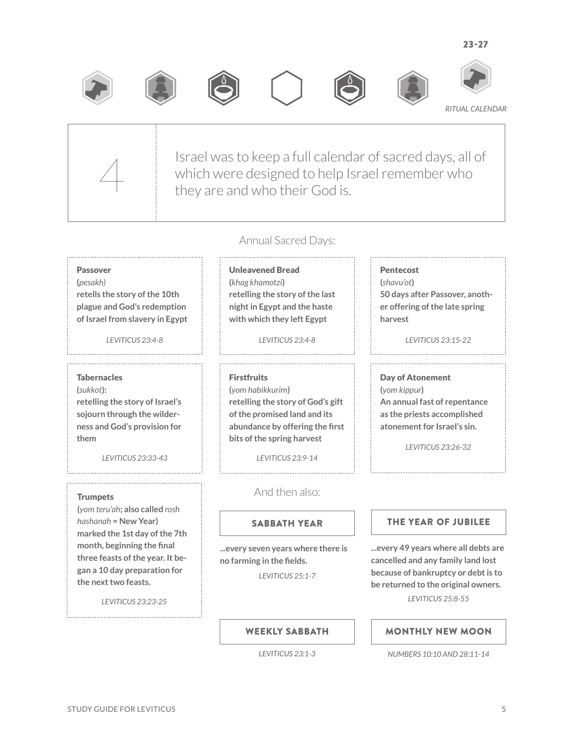23-27

RITUAL CALENDAR

4

Israel was to keep a full calendar of sacred days, all of which were designed to help Israel remember who they are and who their God is.

## Annual Sacred Days:

**Passover**
**(***pesakh)*
**retells the story of the 10th plague and God's redemption of Israel from slavery in Egypt**

*LEVITICUS 23:4-8*

**Unleavened Bread**
**(***khag khamotzi***)**
**retelling the story of the last night in Egypt and the haste with which they left Egypt**

*LEVITICUS 23:4-8*

**Pentecost**
**(***shavu'ot***)**
**50 days after Passover, another offering of the late spring harvest**

*LEVITICUS 23:15-22*

**Tabernacles**
**(***sukkot***):**
**retelling the story of Israel's sojourn through the wilderness and God's provision for them**

*LEVITICUS 23:33-43*

**Firstfruits**
**(***yom habikkurim***)**
**retelling the story of God's gift of the promised land and its abundance by offering the first bits of the spring harvest**

*LEVITICUS 23:9-14*

**Day of Atonement**
**(***yom kippur***)**
**An annual fast of repentance as the priests accomplished atonement for Israel's sin.**

*LEVITICUS 23:26-32*

**Trumpets**
**(***yom teru'ah***; also called** *rosh hashanah* **= New Year)**
**marked the 1st day of the 7th month, beginning the final three feasts of the year. It began a 10 day preparation for the next two feasts.**

*LEVITICUS 23:23-25*

## And then also:

**SABBATH YEAR**

**...every seven years where there is no farming in the fields.**

*LEVITICUS 25:1-7*

**THE YEAR OF JUBILEE**

**...every 49 years where all debts are cancelled and any family land lost because of bankruptcy or debt is to be returned to the original owners.**

*LEVITICUS 25:8-55*

**WEEKLY SABBATH**

*LEVITICUS 23:1-3*

**MONTHLY NEW MOON**

*NUMBERS 10:10 AND 28:11-14*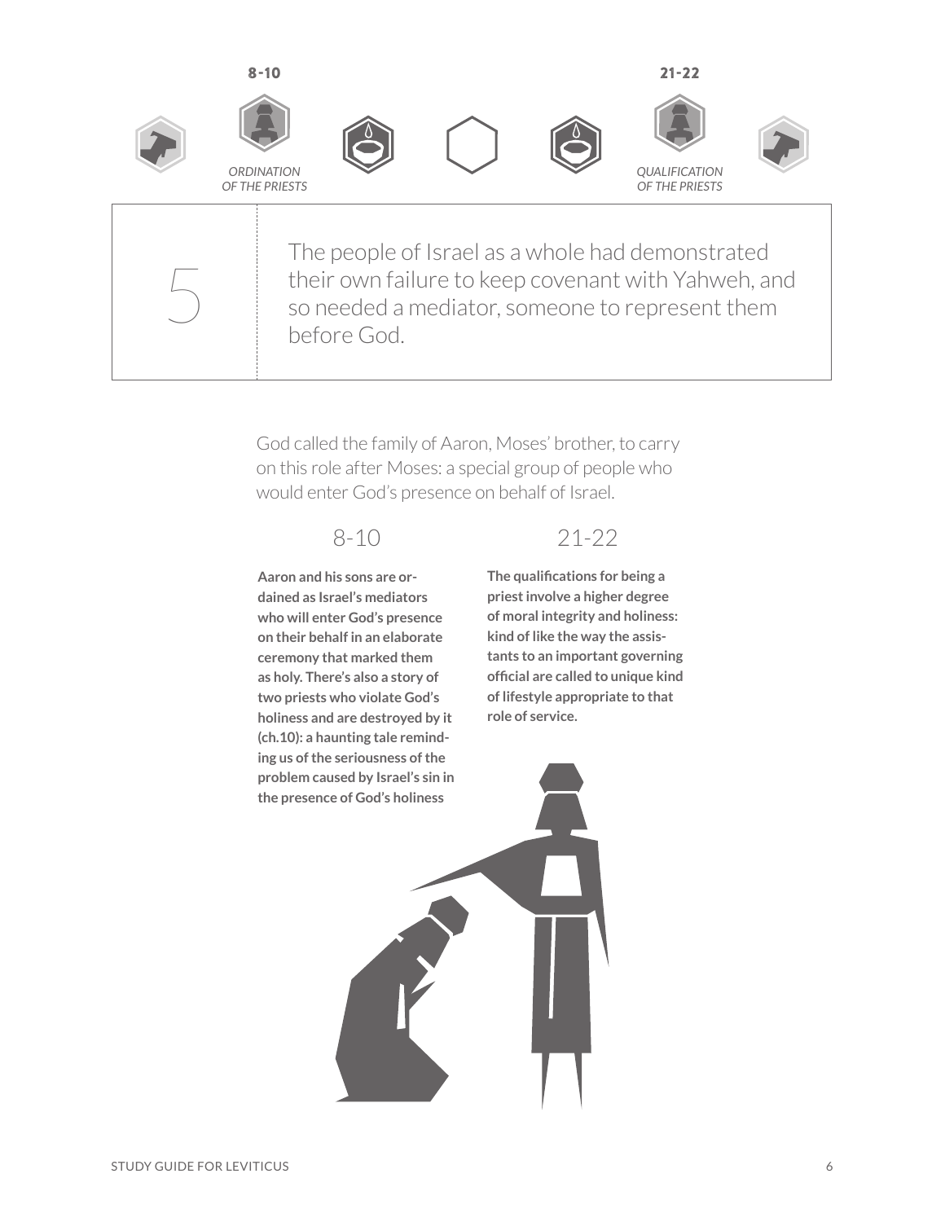8-10

ORDINATION OF THE PRIESTS

21-22

QUALIFICATION OF THE PRIESTS

## 5

The people of Israel as a whole had demonstrated their own failure to keep covenant with Yahweh, and so needed a mediator, someone to represent them before God.

God called the family of Aaron, Moses' brother, to carry on this role after Moses: a special group of people who would enter God's presence on behalf of Israel.

### 8-10

**Aaron and his sons are ordained as Israel's mediators who will enter God's presence on their behalf in an elaborate ceremony that marked them as holy. There's also a story of two priests who violate God's holiness and are destroyed by it (ch.10): a haunting tale reminding us of the seriousness of the problem caused by Israel's sin in the presence of God's holiness**

### 21-22

**The qualifications for being a priest involve a higher degree of moral integrity and holiness: kind of like the way the assistants to an important governing official are called to unique kind of lifestyle appropriate to that role of service.**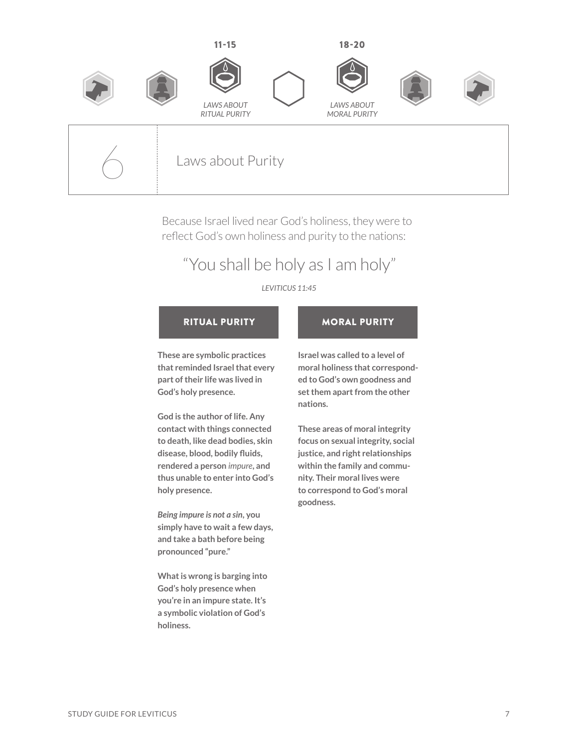11-15

LAWS ABOUT RITUAL PURITY

18-20

LAWS ABOUT MORAL PURITY

# 6 Laws about Purity

Because Israel lived near God's holiness, they were to reflect God's own holiness and purity to the nations:

> "You shall be holy as I am holy"
>
> *LEVITICUS 11:45*

## RITUAL PURITY

**These are symbolic practices that reminded Israel that every part of their life was lived in God's holy presence.**

**God is the author of life. Any contact with things connected to death, like dead bodies, skin disease, blood, bodily fluids, rendered a person *impure*, and thus unable to enter into God's holy presence.**

***Being impure is not a sin*, you simply have to wait a few days, and take a bath before being pronounced "pure."**

**What is wrong is barging into God's holy presence when you're in an impure state. It's a symbolic violation of God's holiness.**

## MORAL PURITY

**Israel was called to a level of moral holiness that corresponded to God's own goodness and set them apart from the other nations.**

**These areas of moral integrity focus on sexual integrity, social justice, and right relationships within the family and community. Their moral lives were to correspond to God's moral goodness.**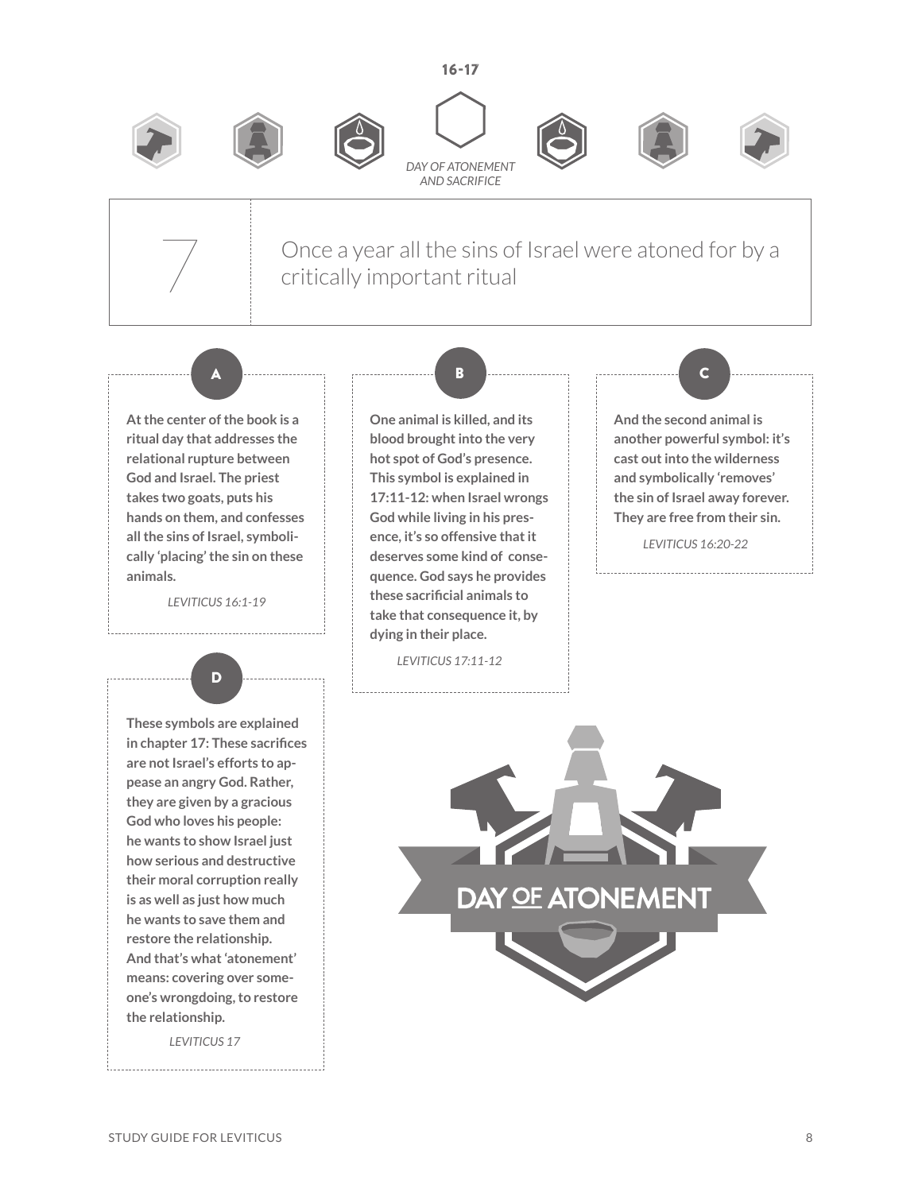16-17

*DAY OF ATONEMENT AND SACRIFICE*

## 7

Once a year all the sins of Israel were atoned for by a critically important ritual

### A

**At the center of the book is a ritual day that addresses the relational rupture between God and Israel. The priest takes two goats, puts his hands on them, and confesses all the sins of Israel, symbolically 'placing' the sin on these animals.**

*LEVITICUS 16:1-19*

### B

**One animal is killed, and its blood brought into the very hot spot of God's presence. This symbol is explained in 17:11-12: when Israel wrongs God while living in his presence, it's so offensive that it deserves some kind of consequence. God says he provides these sacrificial animals to take that consequence it, by dying in their place.**

*LEVITICUS 17:11-12*

### C

**And the second animal is another powerful symbol: it's cast out into the wilderness and symbolically 'removes' the sin of Israel away forever. They are free from their sin.**

*LEVITICUS 16:20-22*

### D

**These symbols are explained in chapter 17: These sacrifices are not Israel's efforts to appease an angry God. Rather, they are given by a gracious God who loves his people: he wants to show Israel just how serious and destructive their moral corruption really is as well as just how much he wants to save them and restore the relationship. And that's what 'atonement' means: covering over someone's wrongdoing, to restore the relationship.**

*LEVITICUS 17*

DAY OF ATONEMENT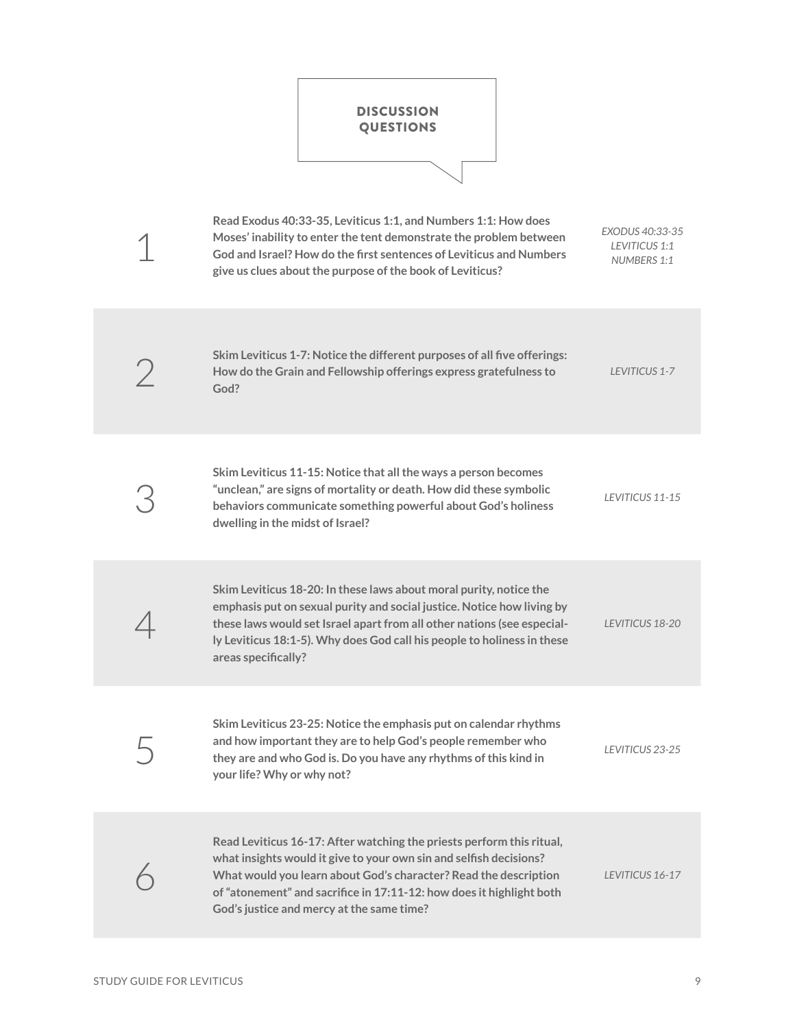## DISCUSSION QUESTIONS

1. **Read Exodus 40:33-35, Leviticus 1:1, and Numbers 1:1: How does Moses' inability to enter the tent demonstrate the problem between God and Israel? How do the first sentences of Leviticus and Numbers give us clues about the purpose of the book of Leviticus?**

   *EXODUS 40:33-35*
   *LEVITICUS 1:1*
   *NUMBERS 1:1*

2. **Skim Leviticus 1-7: Notice the different purposes of all five offerings: How do the Grain and Fellowship offerings express gratefulness to God?**

   *LEVITICUS 1-7*

3. **Skim Leviticus 11-15: Notice that all the ways a person becomes "unclean," are signs of mortality or death. How did these symbolic behaviors communicate something powerful about God's holiness dwelling in the midst of Israel?**

   *LEVITICUS 11-15*

4. **Skim Leviticus 18-20: In these laws about moral purity, notice the emphasis put on sexual purity and social justice. Notice how living by these laws would set Israel apart from all other nations (see especially Leviticus 18:1-5). Why does God call his people to holiness in these areas specifically?**

   *LEVITICUS 18-20*

5. **Skim Leviticus 23-25: Notice the emphasis put on calendar rhythms and how important they are to help God's people remember who they are and who God is. Do you have any rhythms of this kind in your life? Why or why not?**

   *LEVITICUS 23-25*

6. **Read Leviticus 16-17: After watching the priests perform this ritual, what insights would it give to your own sin and selfish decisions? What would you learn about God's character? Read the description of "atonement" and sacrifice in 17:11-12: how does it highlight both God's justice and mercy at the same time?**

   *LEVITICUS 16-17*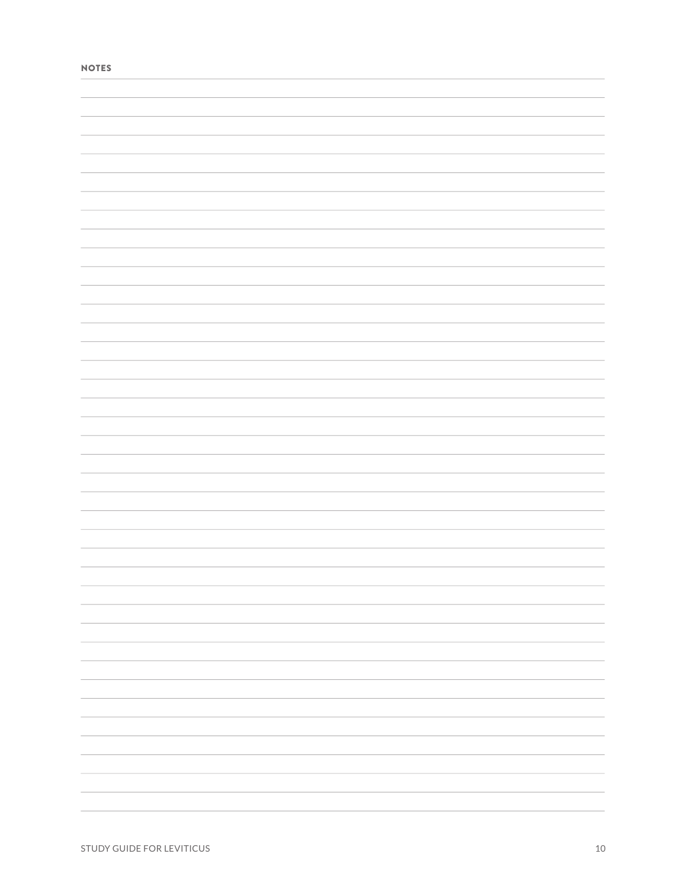NOTES